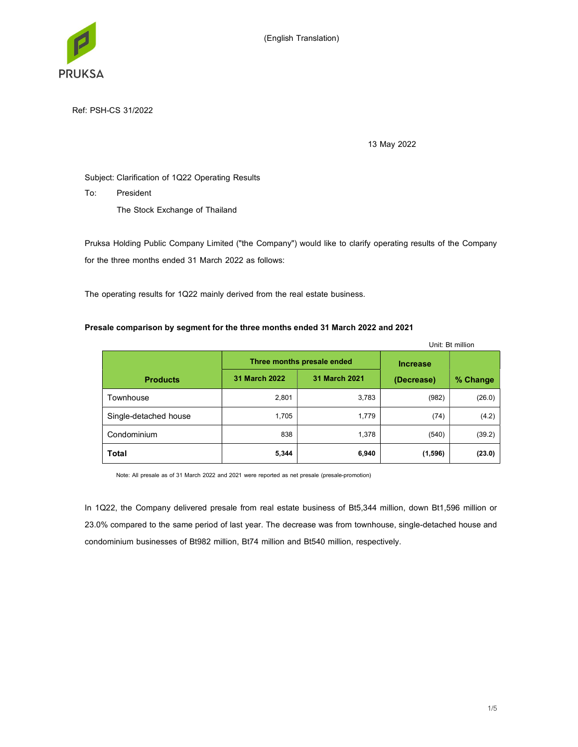(English Translation)

Ref: PSH-CS 31/2022

13 May 2022

Subject: Clarification of 1Q22 Operating Results

To: President

The Stock Exchange of Thailand

Pruksa Holding Public Company Limited ("the Company") would like to clarify operating results of the Company for the three months ended 31 March 2022 as follows:

The operating results for 1Q22 mainly derived from the real estate business.

**Presale comparison by segment for the three months ended 31 March 2022 and 2021**

Unit: Bt million

| Products | Three months presale ended | | Increase (Decrease) | % Change |
|---|---|---|---|---|
| | 31 March 2022 | 31 March 2021 | | |
| Townhouse | 2,801 | 3,783 | (982) | (26.0) |
| Single-detached house | 1,705 | 1,779 | (74) | (4.2) |
| Condominium | 838 | 1,378 | (540) | (39.2) |
| **Total** | **5,344** | **6,940** | **(1,596)** | **(23.0)** |

Note: All presale as of 31 March 2022 and 2021 were reported as net presale (presale-promotion)

In 1Q22, the Company delivered presale from real estate business of Bt5,344 million, down Bt1,596 million or 23.0% compared to the same period of last year. The decrease was from townhouse, single-detached house and condominium businesses of Bt982 million, Bt74 million and Bt540 million, respectively.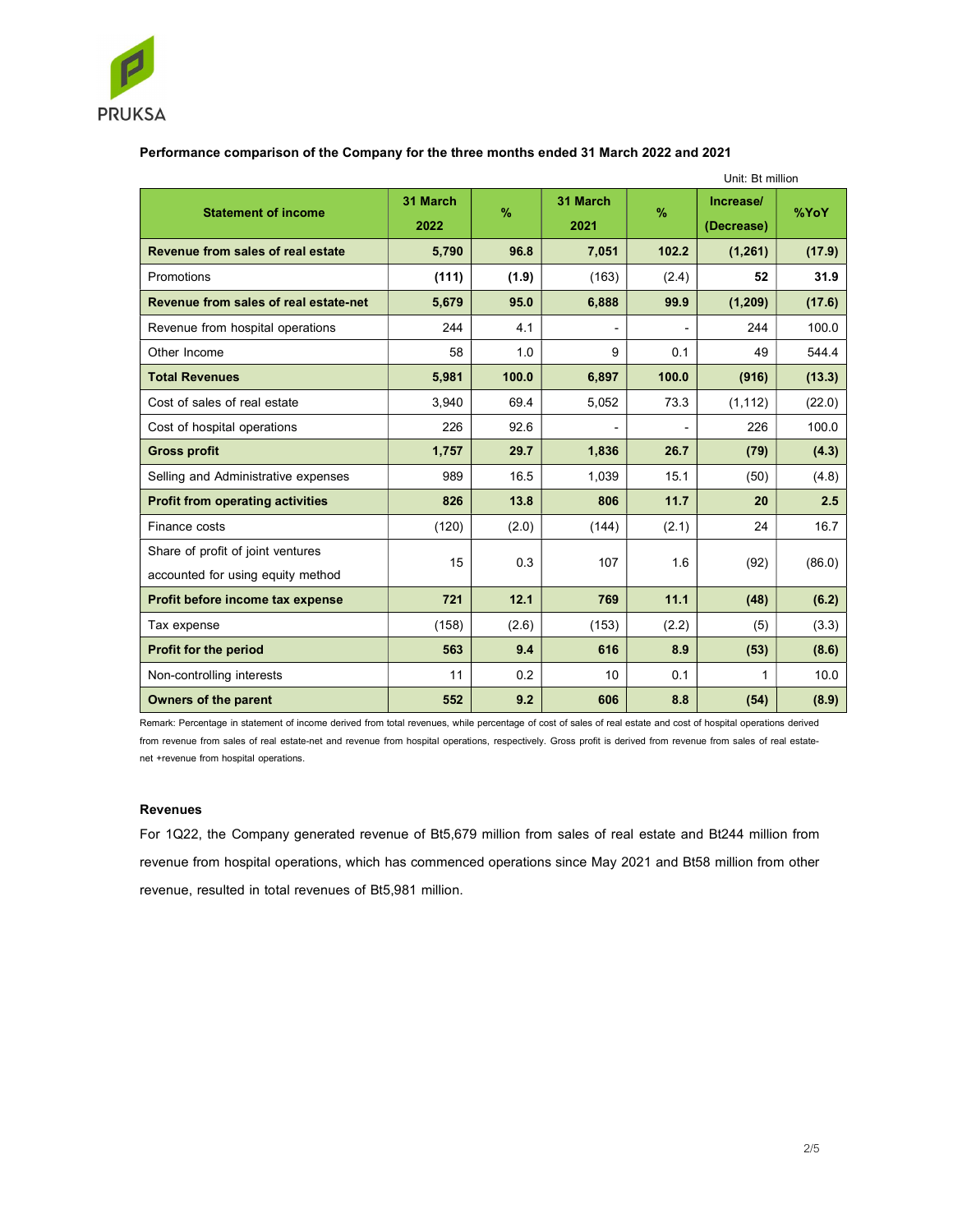**Performance comparison of the Company for the three months ended 31 March 2022 and 2021**

Unit: Bt million

| Statement of income | 31 March 2022 | % | 31 March 2021 | % | Increase/ (Decrease) | %YoY |
|---|---|---|---|---|---|---|
| **Revenue from sales of real estate** | **5,790** | **96.8** | **7,051** | **102.2** | **(1,261)** | **(17.9)** |
| Promotions | **(111)** | **(1.9)** | (163) | (2.4) | **52** | **31.9** |
| **Revenue from sales of real estate-net** | **5,679** | **95.0** | **6,888** | **99.9** | **(1,209)** | **(17.6)** |
| Revenue from hospital operations | 244 | 4.1 | - | - | 244 | 100.0 |
| Other Income | 58 | 1.0 | 9 | 0.1 | 49 | 544.4 |
| **Total Revenues** | **5,981** | **100.0** | **6,897** | **100.0** | **(916)** | **(13.3)** |
| Cost of sales of real estate | 3,940 | 69.4 | 5,052 | 73.3 | (1,112) | (22.0) |
| Cost of hospital operations | 226 | 92.6 | - | - | 226 | 100.0 |
| **Gross profit** | **1,757** | **29.7** | **1,836** | **26.7** | **(79)** | **(4.3)** |
| Selling and Administrative expenses | 989 | 16.5 | 1,039 | 15.1 | (50) | (4.8) |
| **Profit from operating activities** | **826** | **13.8** | **806** | **11.7** | **20** | **2.5** |
| Finance costs | (120) | (2.0) | (144) | (2.1) | 24 | 16.7 |
| Share of profit of joint ventures accounted for using equity method | 15 | 0.3 | 107 | 1.6 | (92) | (86.0) |
| **Profit before income tax expense** | **721** | **12.1** | **769** | **11.1** | **(48)** | **(6.2)** |
| Tax expense | (158) | (2.6) | (153) | (2.2) | (5) | (3.3) |
| **Profit for the period** | **563** | **9.4** | **616** | **8.9** | **(53)** | **(8.6)** |
| Non-controlling interests | 11 | 0.2 | 10 | 0.1 | 1 | 10.0 |
| **Owners of the parent** | **552** | **9.2** | **606** | **8.8** | **(54)** | **(8.9)** |

Remark: Percentage in statement of income derived from total revenues, while percentage of cost of sales of real estate and cost of hospital operations derived from revenue from sales of real estate-net and revenue from hospital operations, respectively. Gross profit is derived from revenue from sales of real estate-net +revenue from hospital operations.

**Revenues**

For 1Q22, the Company generated revenue of Bt5,679 million from sales of real estate and Bt244 million from revenue from hospital operations, which has commenced operations since May 2021 and Bt58 million from other revenue, resulted in total revenues of Bt5,981 million.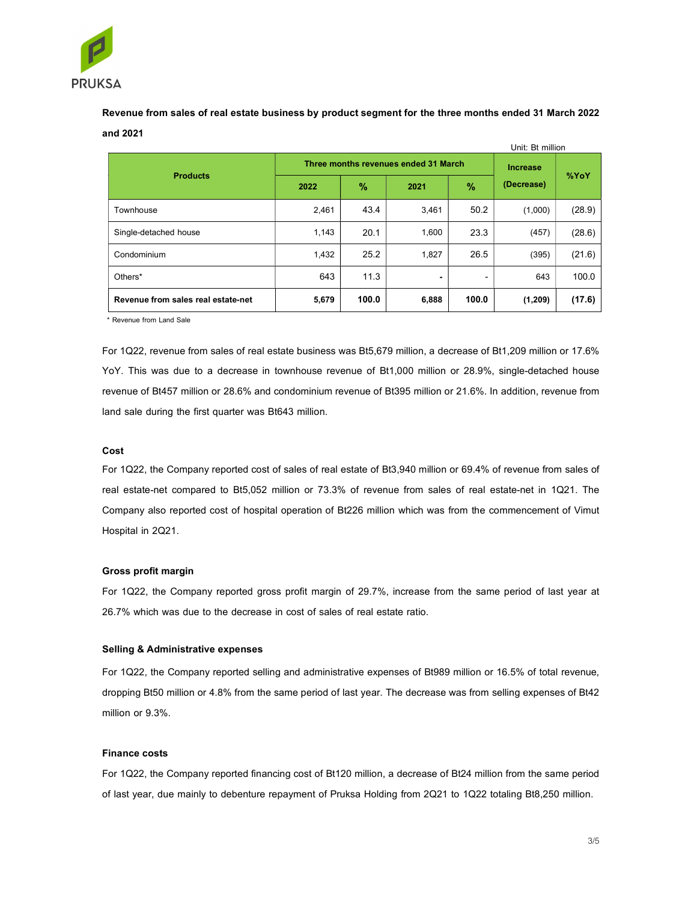**Revenue from sales of real estate business by product segment for the three months ended 31 March 2022 and 2021**

Unit: Bt million

| Products | Three months revenues ended 31 March | | | | Increase (Decrease) | %YoY |
|---|---|---|---|---|---|---|
| | 2022 | % | 2021 | % | | |
| Townhouse | 2,461 | 43.4 | 3,461 | 50.2 | (1,000) | (28.9) |
| Single-detached house | 1,143 | 20.1 | 1,600 | 23.3 | (457) | (28.6) |
| Condominium | 1,432 | 25.2 | 1,827 | 26.5 | (395) | (21.6) |
| Others* | 643 | 11.3 | - | - | 643 | 100.0 |
| **Revenue from sales real estate-net** | **5,679** | **100.0** | **6,888** | **100.0** | **(1,209)** | **(17.6)** |

\* Revenue from Land Sale

For 1Q22, revenue from sales of real estate business was Bt5,679 million, a decrease of Bt1,209 million or 17.6% YoY. This was due to a decrease in townhouse revenue of Bt1,000 million or 28.9%, single-detached house revenue of Bt457 million or 28.6% and condominium revenue of Bt395 million or 21.6%. In addition, revenue from land sale during the first quarter was Bt643 million.

**Cost**

For 1Q22, the Company reported cost of sales of real estate of Bt3,940 million or 69.4% of revenue from sales of real estate-net compared to Bt5,052 million or 73.3% of revenue from sales of real estate-net in 1Q21. The Company also reported cost of hospital operation of Bt226 million which was from the commencement of Vimut Hospital in 2Q21.

**Gross profit margin**

For 1Q22, the Company reported gross profit margin of 29.7%, increase from the same period of last year at 26.7% which was due to the decrease in cost of sales of real estate ratio.

**Selling & Administrative expenses**

For 1Q22, the Company reported selling and administrative expenses of Bt989 million or 16.5% of total revenue, dropping Bt50 million or 4.8% from the same period of last year. The decrease was from selling expenses of Bt42 million or 9.3%.

**Finance costs**

For 1Q22, the Company reported financing cost of Bt120 million, a decrease of Bt24 million from the same period of last year, due mainly to debenture repayment of Pruksa Holding from 2Q21 to 1Q22 totaling Bt8,250 million.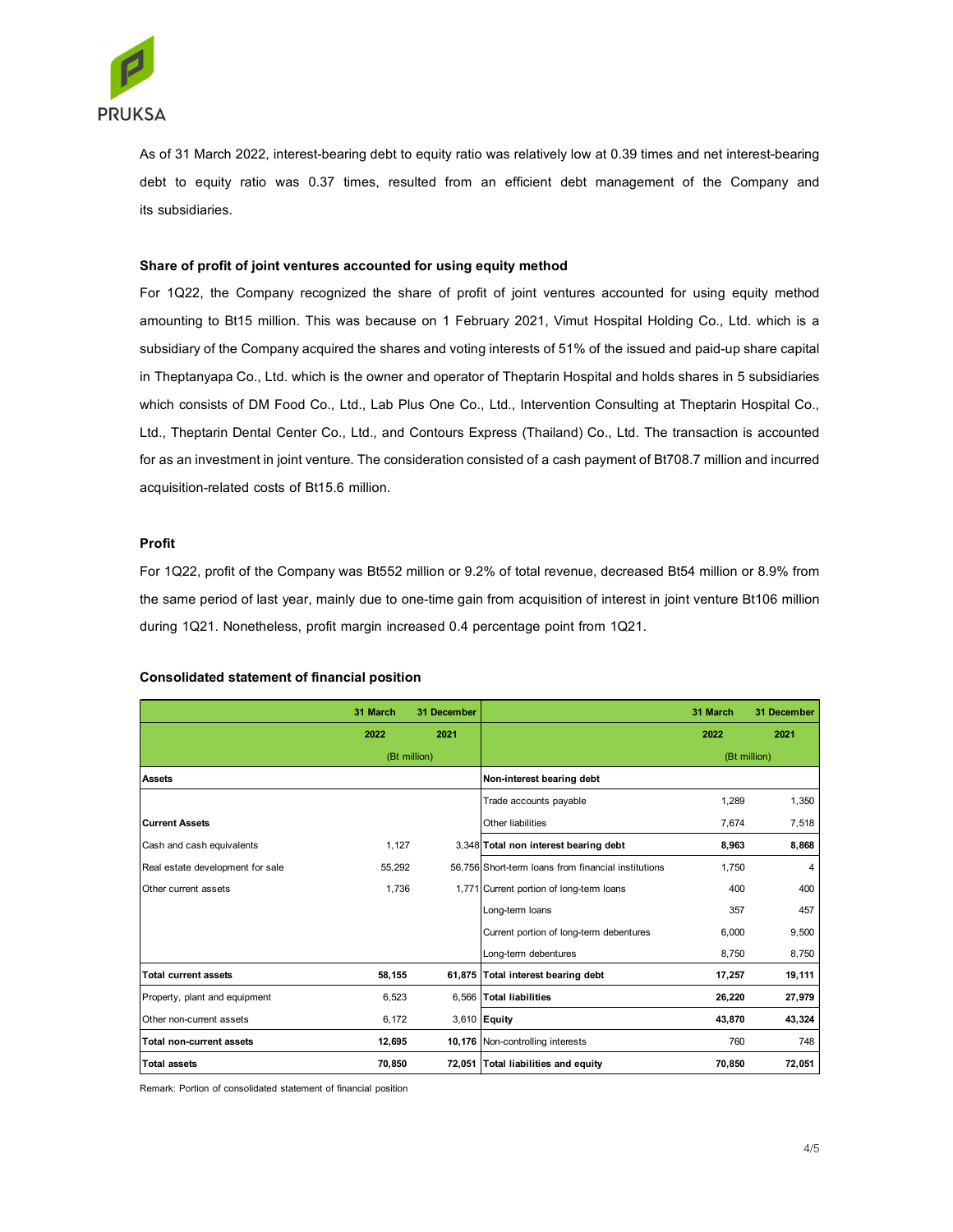As of 31 March 2022, interest-bearing debt to equity ratio was relatively low at 0.39 times and net interest-bearing debt to equity ratio was 0.37 times, resulted from an efficient debt management of the Company and its subsidiaries.

**Share of profit of joint ventures accounted for using equity method**

For 1Q22, the Company recognized the share of profit of joint ventures accounted for using equity method amounting to Bt15 million. This was because on 1 February 2021, Vimut Hospital Holding Co., Ltd. which is a subsidiary of the Company acquired the shares and voting interests of 51% of the issued and paid-up share capital in Theptanyapa Co., Ltd. which is the owner and operator of Theptarin Hospital and holds shares in 5 subsidiaries which consists of DM Food Co., Ltd., Lab Plus One Co., Ltd., Intervention Consulting at Theptarin Hospital Co., Ltd., Theptarin Dental Center Co., Ltd., and Contours Express (Thailand) Co., Ltd. The transaction is accounted for as an investment in joint venture. The consideration consisted of a cash payment of Bt708.7 million and incurred acquisition-related costs of Bt15.6 million.

**Profit**

For 1Q22, profit of the Company was Bt552 million or 9.2% of total revenue, decreased Bt54 million or 8.9% from the same period of last year, mainly due to one-time gain from acquisition of interest in joint venture Bt106 million during 1Q21. Nonetheless, profit margin increased 0.4 percentage point from 1Q21.

**Consolidated statement of financial position**

| | 31 March | 31 December | | 31 March | 31 December |
|---|---|---|---|---|---|
| | 2022 | 2021 | | 2022 | 2021 |
| | (Bt million) | | | (Bt million) | |
| **Assets** | | | **Non-interest bearing debt** | | |
| | | | Trade accounts payable | 1,289 | 1,350 |
| **Current Assets** | | | Other liabilities | 7,674 | 7,518 |
| Cash and cash equivalents | 1,127 | 3,348 | **Total non interest bearing debt** | **8,963** | **8,868** |
| Real estate development for sale | 55,292 | 56,756 | Short-term loans from financial institutions | 1,750 | 4 |
| Other current assets | 1,736 | 1,771 | Current portion of long-term loans | 400 | 400 |
| | | | Long-term loans | 357 | 457 |
| | | | Current portion of long-term debentures | 6,000 | 9,500 |
| | | | Long-term debentures | 8,750 | 8,750 |
| **Total current assets** | **58,155** | **61,875** | **Total interest bearing debt** | **17,257** | **19,111** |
| Property, plant and equipment | 6,523 | 6,566 | **Total liabilities** | **26,220** | **27,979** |
| Other non-current assets | 6,172 | 3,610 | **Equity** | **43,870** | **43,324** |
| **Total non-current assets** | **12,695** | **10,176** | Non-controlling interests | 760 | 748 |
| **Total assets** | **70,850** | **72,051** | **Total liabilities and equity** | **70,850** | **72,051** |

Remark: Portion of consolidated statement of financial position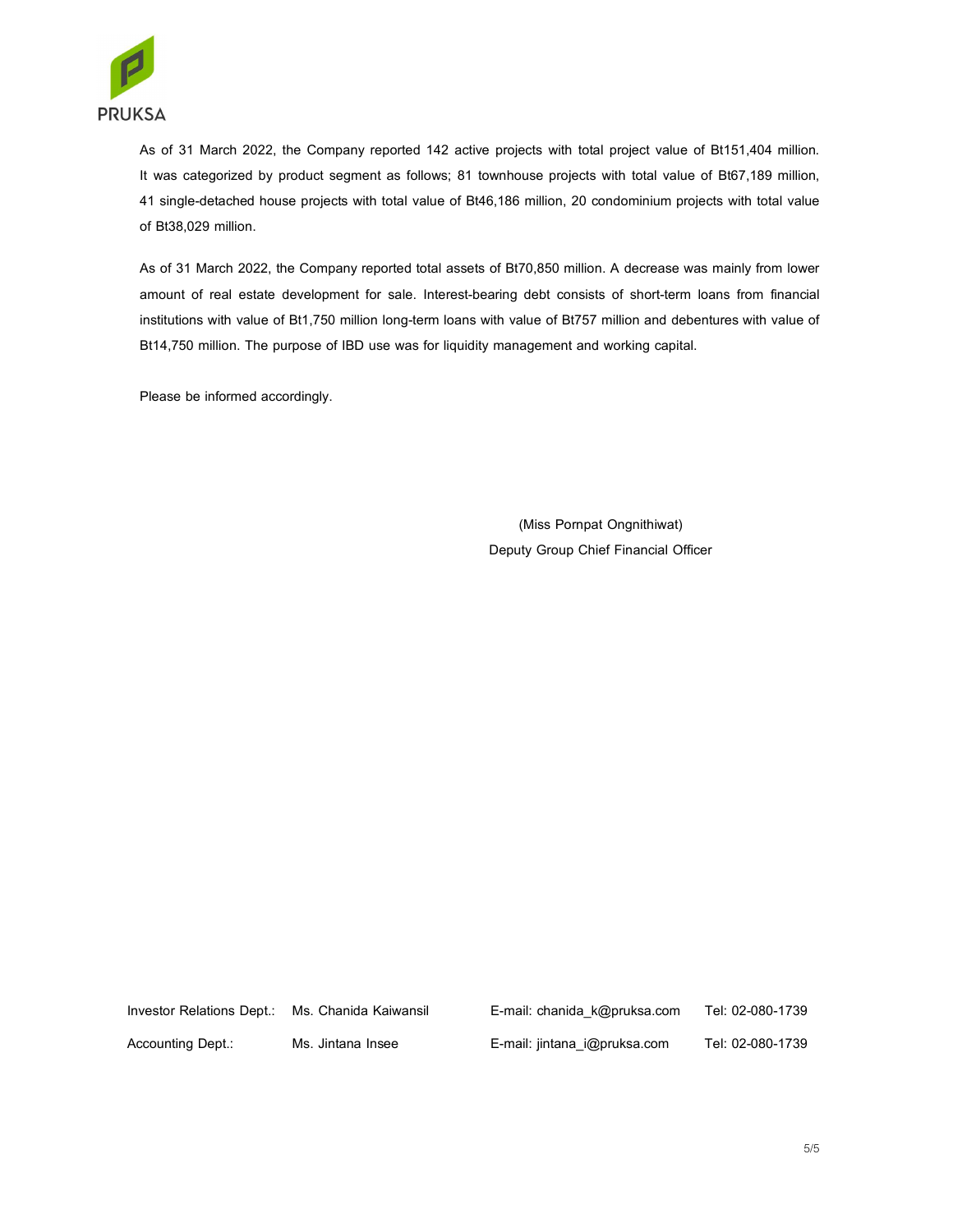As of 31 March 2022, the Company reported 142 active projects with total project value of Bt151,404 million. It was categorized by product segment as follows; 81 townhouse projects with total value of Bt67,189 million, 41 single-detached house projects with total value of Bt46,186 million, 20 condominium projects with total value of Bt38,029 million.

As of 31 March 2022, the Company reported total assets of Bt70,850 million. A decrease was mainly from lower amount of real estate development for sale. Interest-bearing debt consists of short-term loans from financial institutions with value of Bt1,750 million long-term loans with value of Bt757 million and debentures with value of Bt14,750 million. The purpose of IBD use was for liquidity management and working capital.

Please be informed accordingly.

(Miss Pornpat Ongnithiwat)
Deputy Group Chief Financial Officer

| | | | |
|---|---|---|---|
| Investor Relations Dept.: | Ms. Chanida Kaiwansil | E-mail: chanida_k@pruksa.com | Tel: 02-080-1739 |
| Accounting Dept.: | Ms. Jintana Insee | E-mail: jintana_i@pruksa.com | Tel: 02-080-1739 |